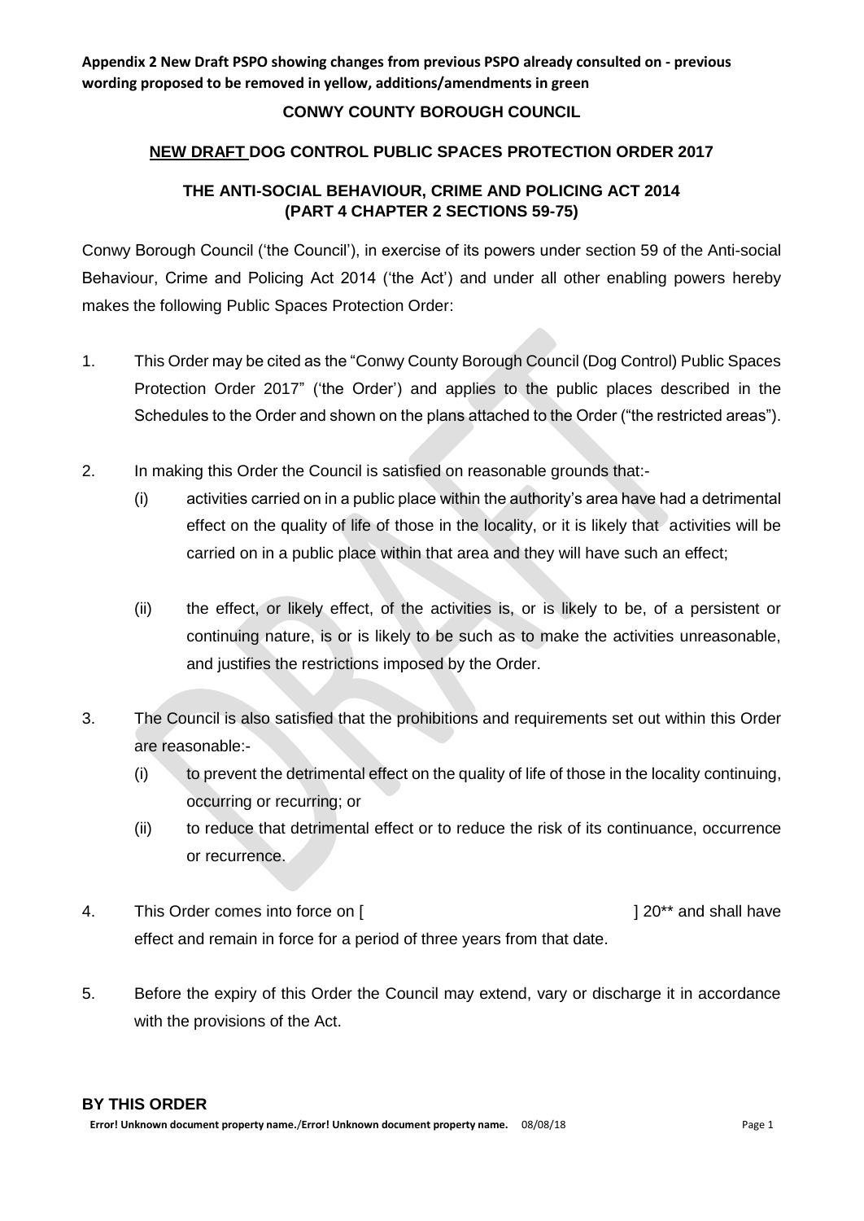**Appendix 2 New Draft PSPO showing changes from previous PSPO already consulted on - previous wording proposed to be removed in yellow, additions/amendments in green**

**CONWY COUNTY BOROUGH COUNCIL**

**NEW DRAFT DOG CONTROL PUBLIC SPACES PROTECTION ORDER 2017**

**THE ANTI-SOCIAL BEHAVIOUR, CRIME AND POLICING ACT 2014 (PART 4 CHAPTER 2 SECTIONS 59-75)**

Conwy Borough Council ('the Council'), in exercise of its powers under section 59 of the Anti-social Behaviour, Crime and Policing Act 2014 ('the Act') and under all other enabling powers hereby makes the following Public Spaces Protection Order:

1. This Order may be cited as the "Conwy County Borough Council (Dog Control) Public Spaces Protection Order 2017" ('the Order') and applies to the public places described in the Schedules to the Order and shown on the plans attached to the Order ("the restricted areas").

2. In making this Order the Council is satisfied on reasonable grounds that:-
   (i) activities carried on in a public place within the authority's area have had a detrimental effect on the quality of life of those in the locality, or it is likely that activities will be carried on in a public place within that area and they will have such an effect;

   (ii) the effect, or likely effect, of the activities is, or is likely to be, of a persistent or continuing nature, is or is likely to be such as to make the activities unreasonable, and justifies the restrictions imposed by the Order.

3. The Council is also satisfied that the prohibitions and requirements set out within this Order are reasonable:-
   (i) to prevent the detrimental effect on the quality of life of those in the locality continuing, occurring or recurring; or
   (ii) to reduce that detrimental effect or to reduce the risk of its continuance, occurrence or recurrence.

4. This Order comes into force on [ ] 20** and shall have effect and remain in force for a period of three years from that date.

5. Before the expiry of this Order the Council may extend, vary or discharge it in accordance with the provisions of the Act.

**BY THIS ORDER**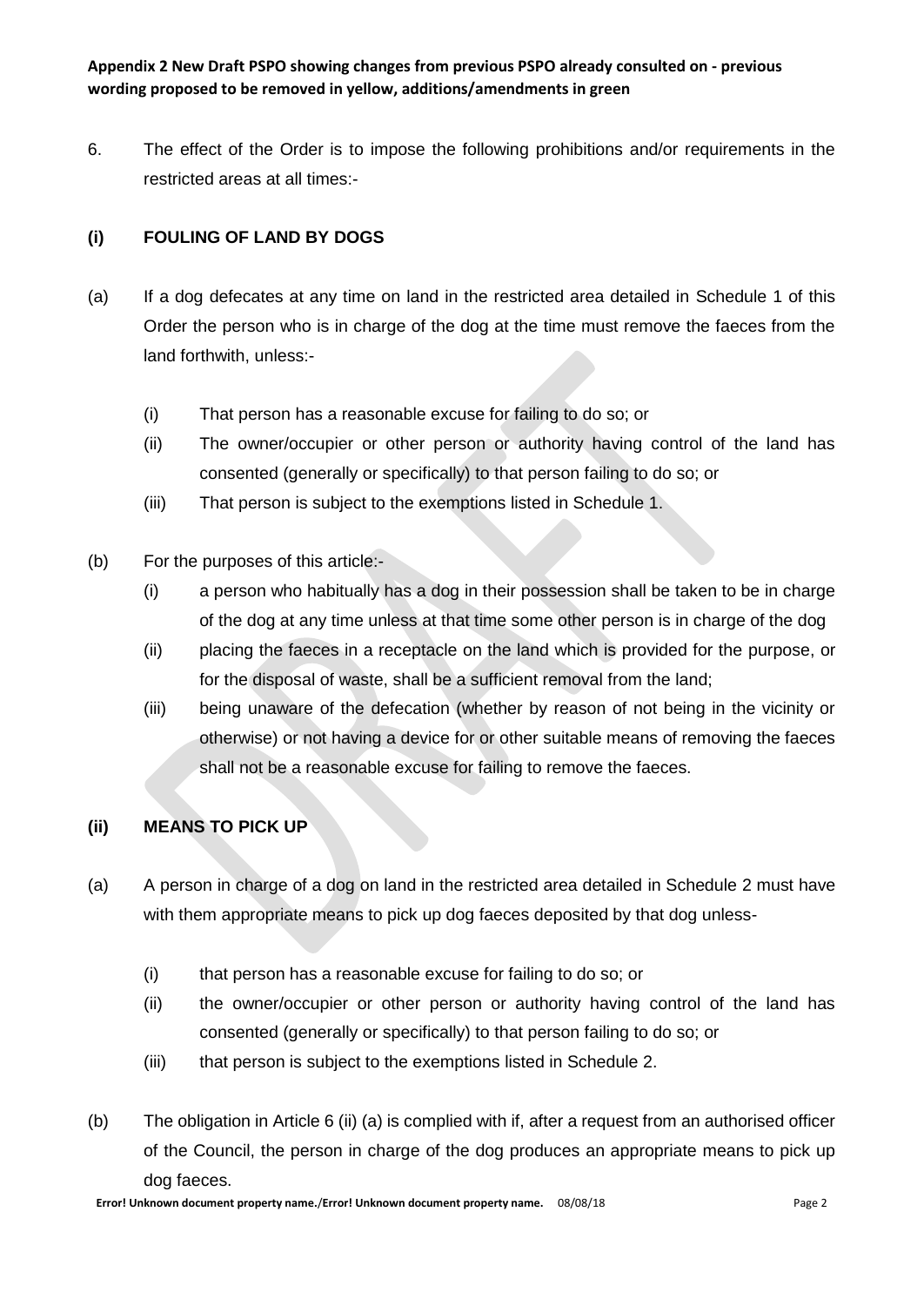**Appendix 2 New Draft PSPO showing changes from previous PSPO already consulted on - previous wording proposed to be removed in yellow, additions/amendments in green**

6. The effect of the Order is to impose the following prohibitions and/or requirements in the restricted areas at all times:-

### (i) FOULING OF LAND BY DOGS

(a) If a dog defecates at any time on land in the restricted area detailed in Schedule 1 of this Order the person who is in charge of the dog at the time must remove the faeces from the land forthwith, unless:-

   (i) That person has a reasonable excuse for failing to do so; or

   (ii) The owner/occupier or other person or authority having control of the land has consented (generally or specifically) to that person failing to do so; or

   (iii) That person is subject to the exemptions listed in Schedule 1.

(b) For the purposes of this article:-

   (i) a person who habitually has a dog in their possession shall be taken to be in charge of the dog at any time unless at that time some other person is in charge of the dog

   (ii) placing the faeces in a receptacle on the land which is provided for the purpose, or for the disposal of waste, shall be a sufficient removal from the land;

   (iii) being unaware of the defecation (whether by reason of not being in the vicinity or otherwise) or not having a device for or other suitable means of removing the faeces shall not be a reasonable excuse for failing to remove the faeces.

### (ii) MEANS TO PICK UP

(a) A person in charge of a dog on land in the restricted area detailed in Schedule 2 must have with them appropriate means to pick up dog faeces deposited by that dog unless-

   (i) that person has a reasonable excuse for failing to do so; or

   (ii) the owner/occupier or other person or authority having control of the land has consented (generally or specifically) to that person failing to do so; or

   (iii) that person is subject to the exemptions listed in Schedule 2.

(b) The obligation in Article 6 (ii) (a) is complied with if, after a request from an authorised officer of the Council, the person in charge of the dog produces an appropriate means to pick up dog faeces.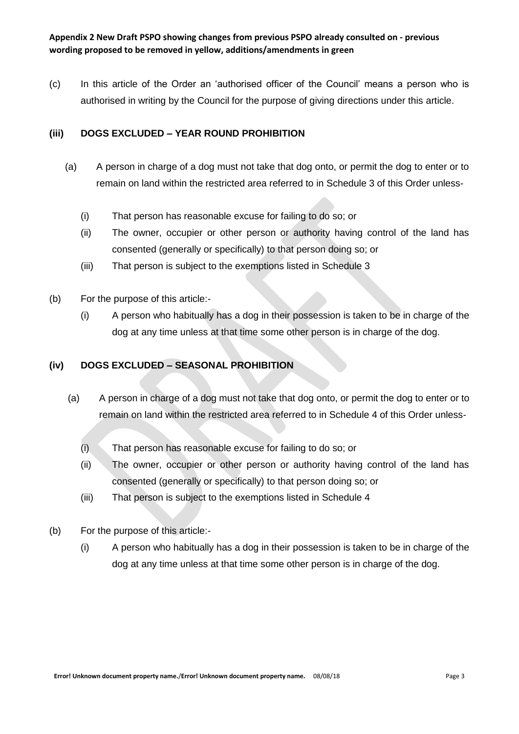(c) In this article of the Order an 'authorised officer of the Council' means a person who is authorised in writing by the Council for the purpose of giving directions under this article.

### (iii) DOGS EXCLUDED – YEAR ROUND PROHIBITION

(a) A person in charge of a dog must not take that dog onto, or permit the dog to enter or to remain on land within the restricted area referred to in Schedule 3 of this Order unless-

   (i) That person has reasonable excuse for failing to do so; or
   
   (ii) The owner, occupier or other person or authority having control of the land has consented (generally or specifically) to that person doing so; or
   
   (iii) That person is subject to the exemptions listed in Schedule 3

(b) For the purpose of this article:-

   (i) A person who habitually has a dog in their possession is taken to be in charge of the dog at any time unless at that time some other person is in charge of the dog.

### (iv) DOGS EXCLUDED – SEASONAL PROHIBITION

(a) A person in charge of a dog must not take that dog onto, or permit the dog to enter or to remain on land within the restricted area referred to in Schedule 4 of this Order unless-

   (i) That person has reasonable excuse for failing to do so; or
   
   (ii) The owner, occupier or other person or authority having control of the land has consented (generally or specifically) to that person doing so; or
   
   (iii) That person is subject to the exemptions listed in Schedule 4

(b) For the purpose of this article:-

   (i) A person who habitually has a dog in their possession is taken to be in charge of the dog at any time unless at that time some other person is in charge of the dog.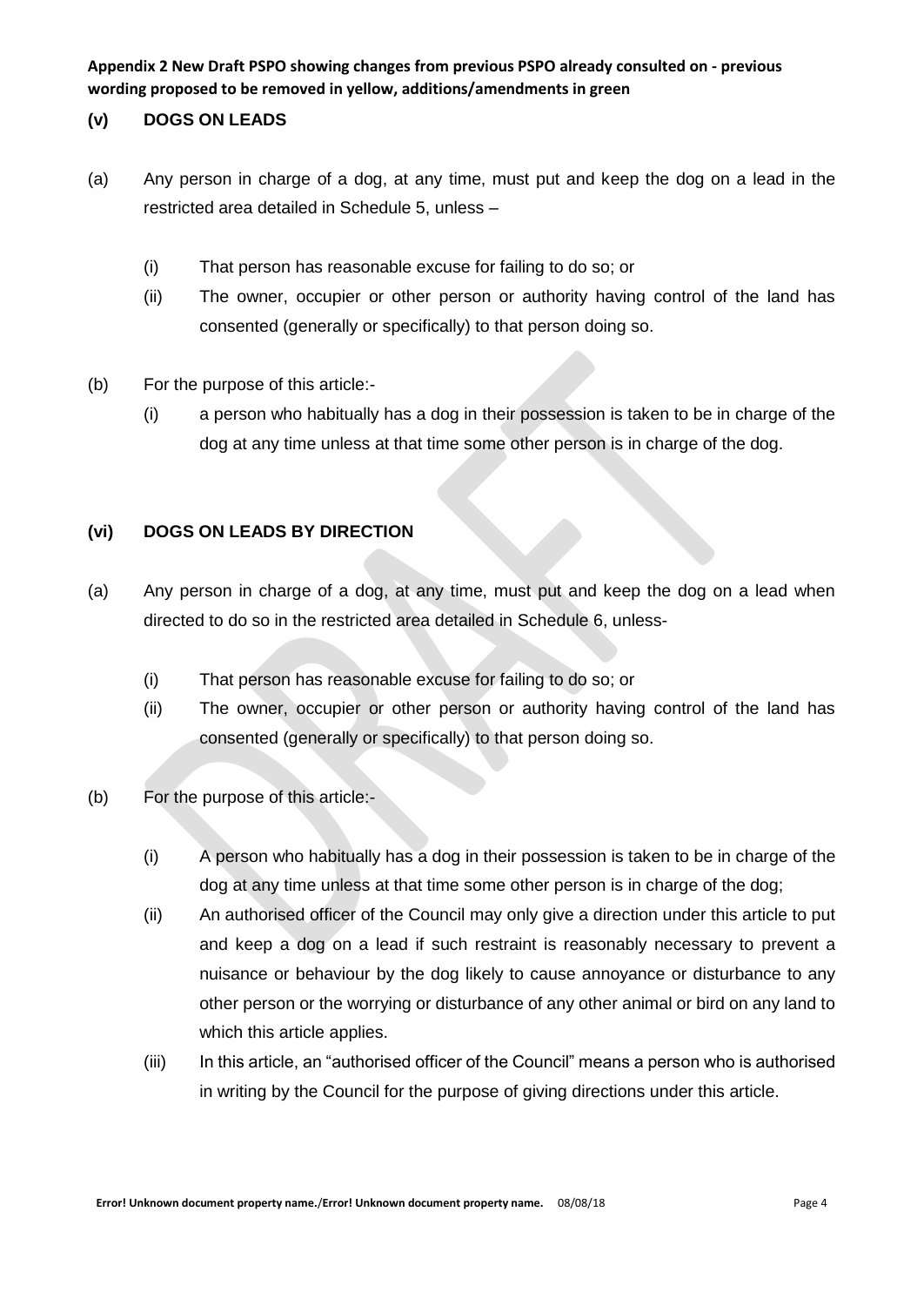**Appendix 2 New Draft PSPO showing changes from previous PSPO already consulted on - previous wording proposed to be removed in yellow, additions/amendments in green**

### (v) DOGS ON LEADS

(a) Any person in charge of a dog, at any time, must put and keep the dog on a lead in the restricted area detailed in Schedule 5, unless –

- (i) That person has reasonable excuse for failing to do so; or
- (ii) The owner, occupier or other person or authority having control of the land has consented (generally or specifically) to that person doing so.

(b) For the purpose of this article:-

- (i) a person who habitually has a dog in their possession is taken to be in charge of the dog at any time unless at that time some other person is in charge of the dog.

### (vi) DOGS ON LEADS BY DIRECTION

(a) Any person in charge of a dog, at any time, must put and keep the dog on a lead when directed to do so in the restricted area detailed in Schedule 6, unless-

- (i) That person has reasonable excuse for failing to do so; or
- (ii) The owner, occupier or other person or authority having control of the land has consented (generally or specifically) to that person doing so.

(b) For the purpose of this article:-

- (i) A person who habitually has a dog in their possession is taken to be in charge of the dog at any time unless at that time some other person is in charge of the dog;
- (ii) An authorised officer of the Council may only give a direction under this article to put and keep a dog on a lead if such restraint is reasonably necessary to prevent a nuisance or behaviour by the dog likely to cause annoyance or disturbance to any other person or the worrying or disturbance of any other animal or bird on any land to which this article applies.
- (iii) In this article, an "authorised officer of the Council" means a person who is authorised in writing by the Council for the purpose of giving directions under this article.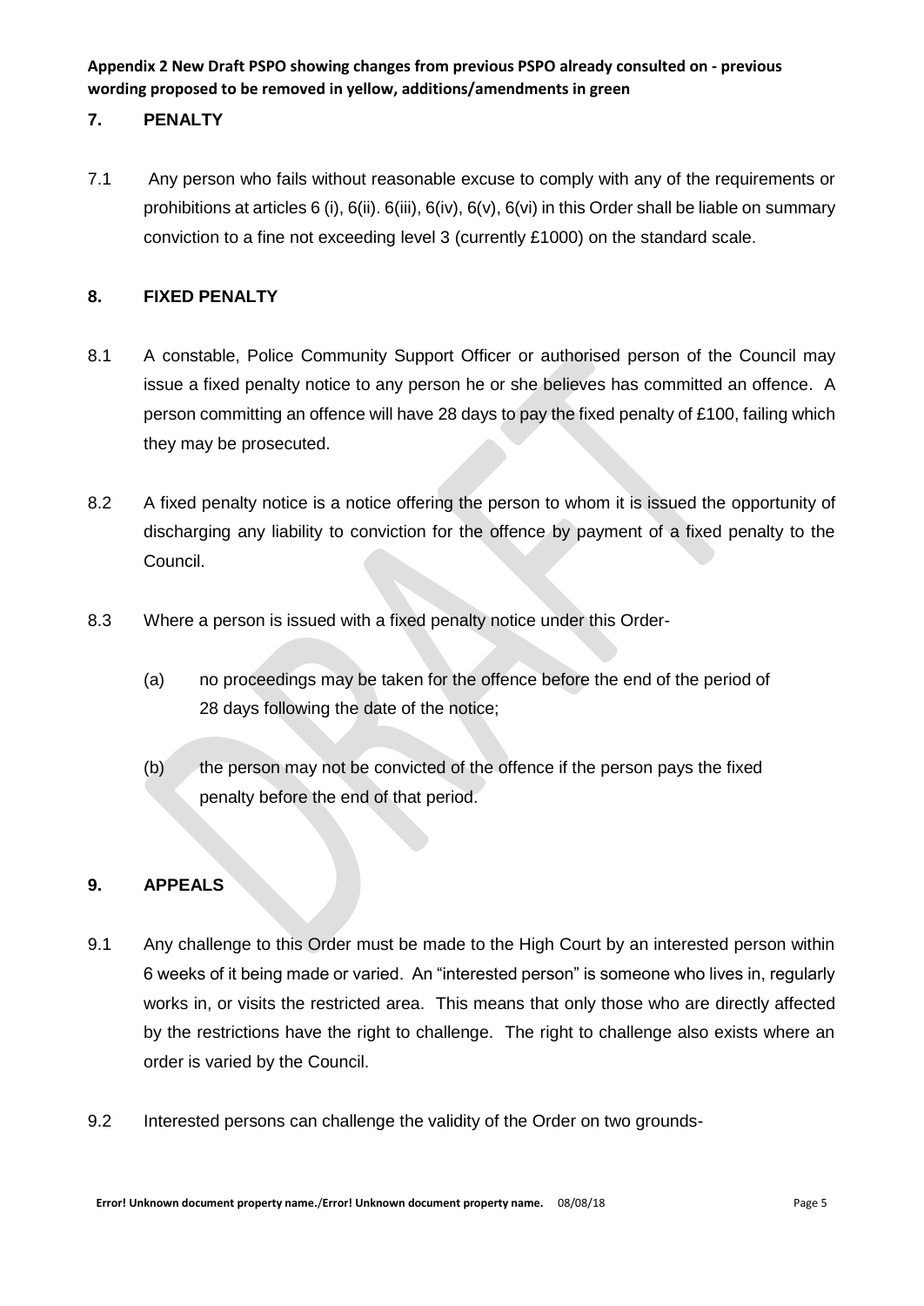**Appendix 2 New Draft PSPO showing changes from previous PSPO already consulted on - previous wording proposed to be removed in yellow, additions/amendments in green**

## 7. PENALTY

7.1 Any person who fails without reasonable excuse to comply with any of the requirements or prohibitions at articles 6 (i), 6(ii). 6(iii), 6(iv), 6(v), 6(vi) in this Order shall be liable on summary conviction to a fine not exceeding level 3 (currently £1000) on the standard scale.

## 8. FIXED PENALTY

8.1 A constable, Police Community Support Officer or authorised person of the Council may issue a fixed penalty notice to any person he or she believes has committed an offence. A person committing an offence will have 28 days to pay the fixed penalty of £100, failing which they may be prosecuted.

8.2 A fixed penalty notice is a notice offering the person to whom it is issued the opportunity of discharging any liability to conviction for the offence by payment of a fixed penalty to the Council.

8.3 Where a person is issued with a fixed penalty notice under this Order-

(a) no proceedings may be taken for the offence before the end of the period of 28 days following the date of the notice;

(b) the person may not be convicted of the offence if the person pays the fixed penalty before the end of that period.

## 9. APPEALS

9.1 Any challenge to this Order must be made to the High Court by an interested person within 6 weeks of it being made or varied. An "interested person" is someone who lives in, regularly works in, or visits the restricted area. This means that only those who are directly affected by the restrictions have the right to challenge. The right to challenge also exists where an order is varied by the Council.

9.2 Interested persons can challenge the validity of the Order on two grounds-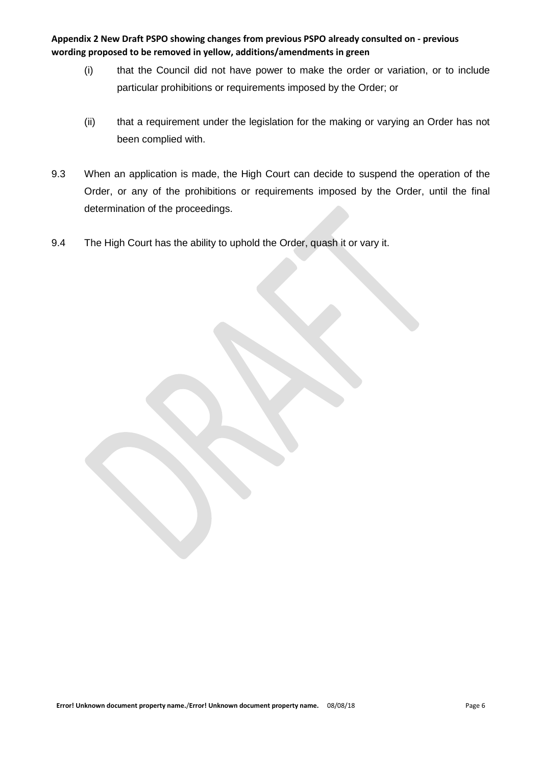(i) that the Council did not have power to make the order or variation, or to include particular prohibitions or requirements imposed by the Order; or

(ii) that a requirement under the legislation for the making or varying an Order has not been complied with.

9.3 When an application is made, the High Court can decide to suspend the operation of the Order, or any of the prohibitions or requirements imposed by the Order, until the final determination of the proceedings.

9.4 The High Court has the ability to uphold the Order, quash it or vary it.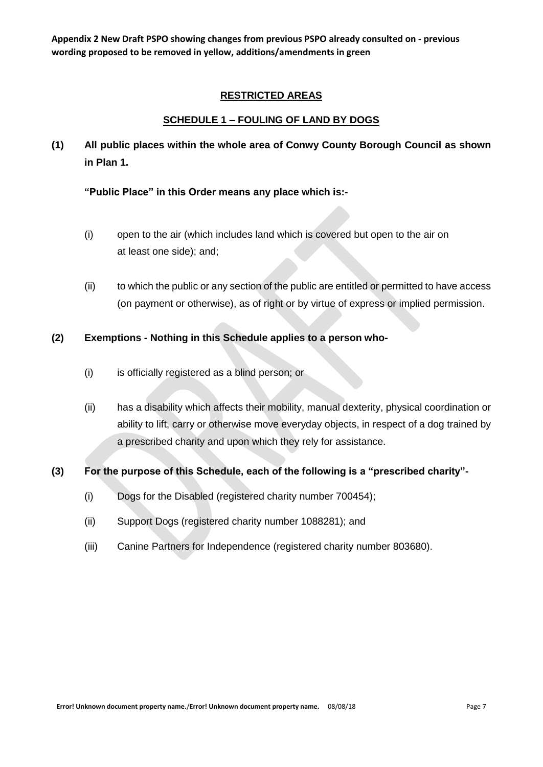**Appendix 2 New Draft PSPO showing changes from previous PSPO already consulted on - previous wording proposed to be removed in yellow, additions/amendments in green**

## RESTRICTED AREAS

### SCHEDULE 1 – FOULING OF LAND BY DOGS

**(1) All public places within the whole area of Conwy County Borough Council as shown in Plan 1.**

**"Public Place" in this Order means any place which is:-**

(i) open to the air (which includes land which is covered but open to the air on at least one side); and;

(ii) to which the public or any section of the public are entitled or permitted to have access (on payment or otherwise), as of right or by virtue of express or implied permission.

**(2) Exemptions - Nothing in this Schedule applies to a person who-**

(i) is officially registered as a blind person; or

(ii) has a disability which affects their mobility, manual dexterity, physical coordination or ability to lift, carry or otherwise move everyday objects, in respect of a dog trained by a prescribed charity and upon which they rely for assistance.

**(3) For the purpose of this Schedule, each of the following is a "prescribed charity"-**

(i) Dogs for the Disabled (registered charity number 700454);

(ii) Support Dogs (registered charity number 1088281); and

(iii) Canine Partners for Independence (registered charity number 803680).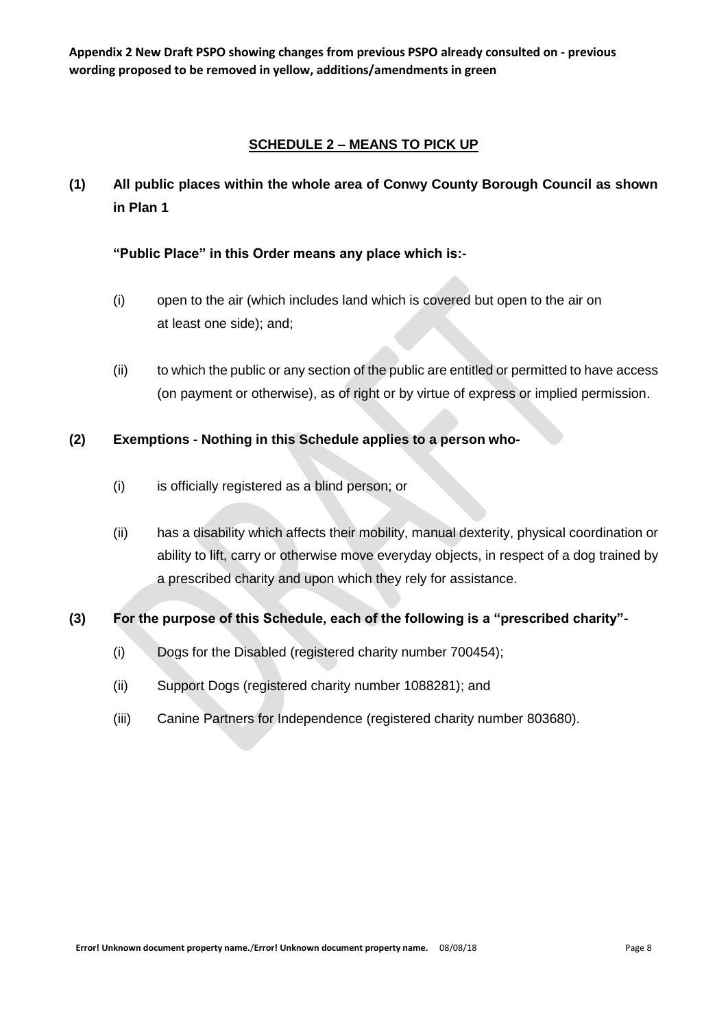**Appendix 2 New Draft PSPO showing changes from previous PSPO already consulted on - previous wording proposed to be removed in yellow, additions/amendments in green**

## SCHEDULE 2 – MEANS TO PICK UP

**(1) All public places within the whole area of Conwy County Borough Council as shown in Plan 1**

**"Public Place" in this Order means any place which is:-**

(i) open to the air (which includes land which is covered but open to the air on at least one side); and;

(ii) to which the public or any section of the public are entitled or permitted to have access (on payment or otherwise), as of right or by virtue of express or implied permission.

**(2) Exemptions - Nothing in this Schedule applies to a person who-**

(i) is officially registered as a blind person; or

(ii) has a disability which affects their mobility, manual dexterity, physical coordination or ability to lift, carry or otherwise move everyday objects, in respect of a dog trained by a prescribed charity and upon which they rely for assistance.

**(3) For the purpose of this Schedule, each of the following is a "prescribed charity"-**

(i) Dogs for the Disabled (registered charity number 700454);

(ii) Support Dogs (registered charity number 1088281); and

(iii) Canine Partners for Independence (registered charity number 803680).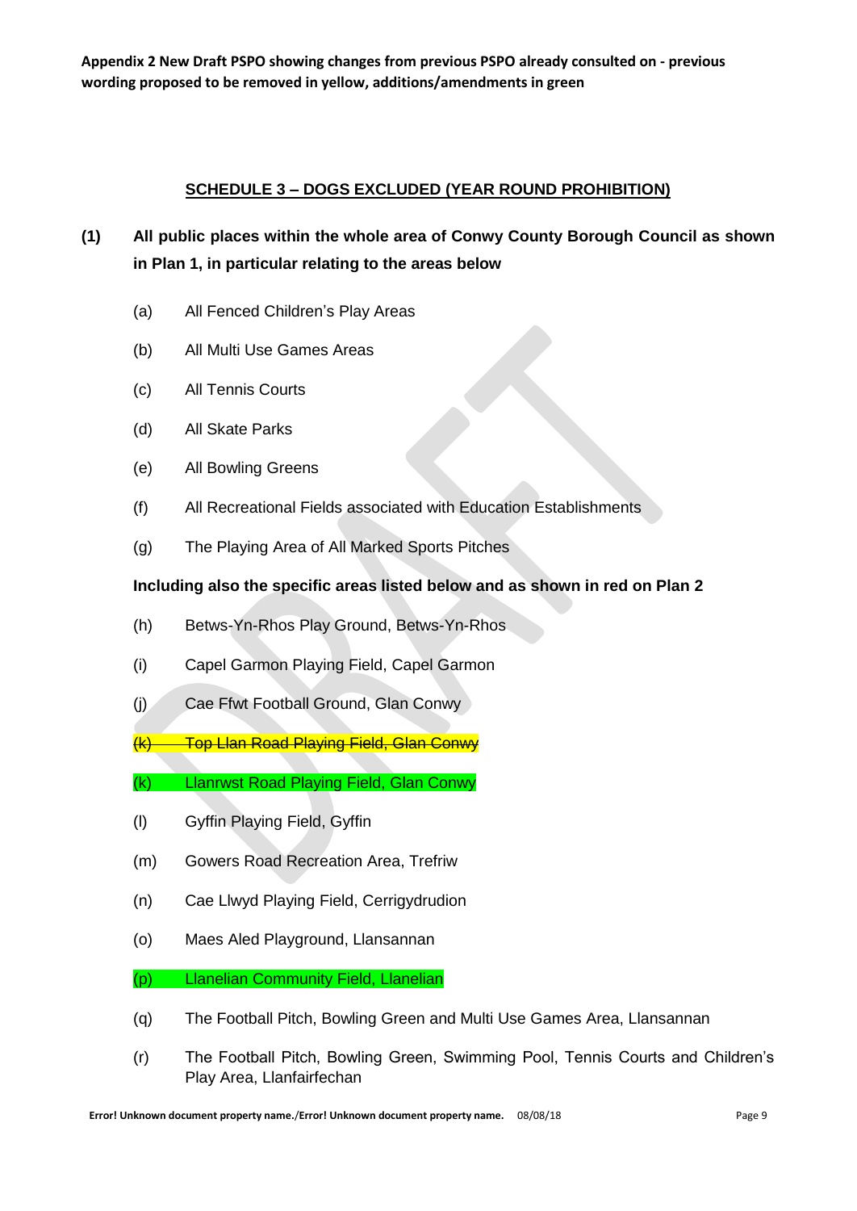**Appendix 2 New Draft PSPO showing changes from previous PSPO already consulted on - previous wording proposed to be removed in yellow, additions/amendments in green**

## SCHEDULE 3 – DOGS EXCLUDED (YEAR ROUND PROHIBITION)

**(1) All public places within the whole area of Conwy County Borough Council as shown in Plan 1, in particular relating to the areas below**

(a) All Fenced Children's Play Areas

(b) All Multi Use Games Areas

(c) All Tennis Courts

(d) All Skate Parks

(e) All Bowling Greens

(f) All Recreational Fields associated with Education Establishments

(g) The Playing Area of All Marked Sports Pitches

**Including also the specific areas listed below and as shown in red on Plan 2**

(h) Betws-Yn-Rhos Play Ground, Betws-Yn-Rhos

(i) Capel Garmon Playing Field, Capel Garmon

(j) Cae Ffwt Football Ground, Glan Conwy

~~(k) Top Llan Road Playing Field, Glan Conwy~~

(k) Llanrwst Road Playing Field, Glan Conwy

(l) Gyffin Playing Field, Gyffin

(m) Gowers Road Recreation Area, Trefriw

(n) Cae Llwyd Playing Field, Cerrigydrudion

(o) Maes Aled Playground, Llansannan

(p) Llanelian Community Field, Llanelian

(q) The Football Pitch, Bowling Green and Multi Use Games Area, Llansannan

(r) The Football Pitch, Bowling Green, Swimming Pool, Tennis Courts and Children's Play Area, Llanfairfechan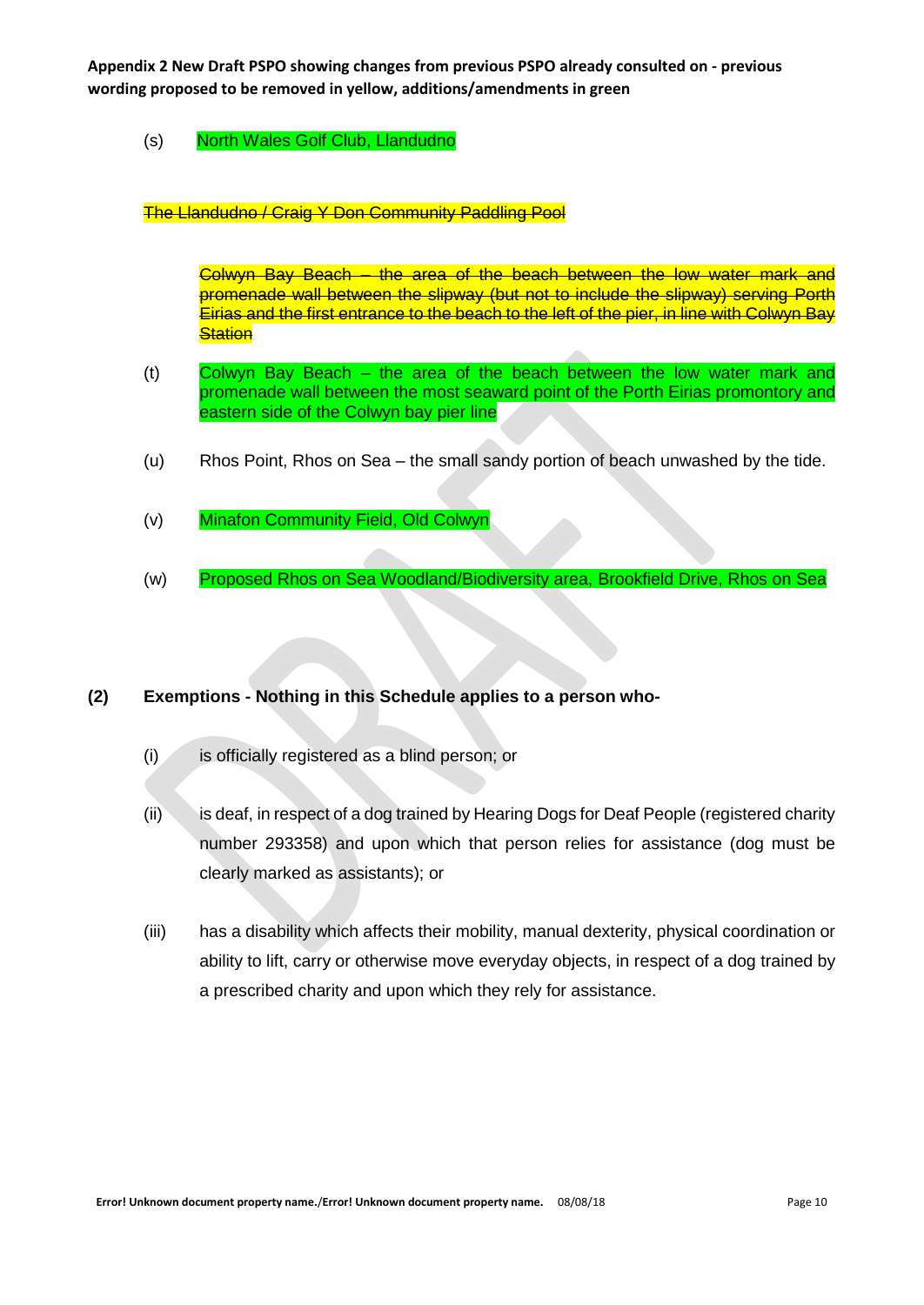**Appendix 2 New Draft PSPO showing changes from previous PSPO already consulted on - previous wording proposed to be removed in yellow, additions/amendments in green**

(s) North Wales Golf Club, Llandudno

~~The Llandudno / Craig Y Don Community Paddling Pool~~

~~Colwyn Bay Beach – the area of the beach between the low water mark and promenade wall between the slipway (but not to include the slipway) serving Porth Eirias and the first entrance to the beach to the left of the pier, in line with Colwyn Bay Station~~

(t) Colwyn Bay Beach – the area of the beach between the low water mark and promenade wall between the most seaward point of the Porth Eirias promontory and eastern side of the Colwyn bay pier line

(u) Rhos Point, Rhos on Sea – the small sandy portion of beach unwashed by the tide.

(v) Minafon Community Field, Old Colwyn

(w) Proposed Rhos on Sea Woodland/Biodiversity area, Brookfield Drive, Rhos on Sea

**(2) Exemptions - Nothing in this Schedule applies to a person who-**

(i) is officially registered as a blind person; or

(ii) is deaf, in respect of a dog trained by Hearing Dogs for Deaf People (registered charity number 293358) and upon which that person relies for assistance (dog must be clearly marked as assistants); or

(iii) has a disability which affects their mobility, manual dexterity, physical coordination or ability to lift, carry or otherwise move everyday objects, in respect of a dog trained by a prescribed charity and upon which they rely for assistance.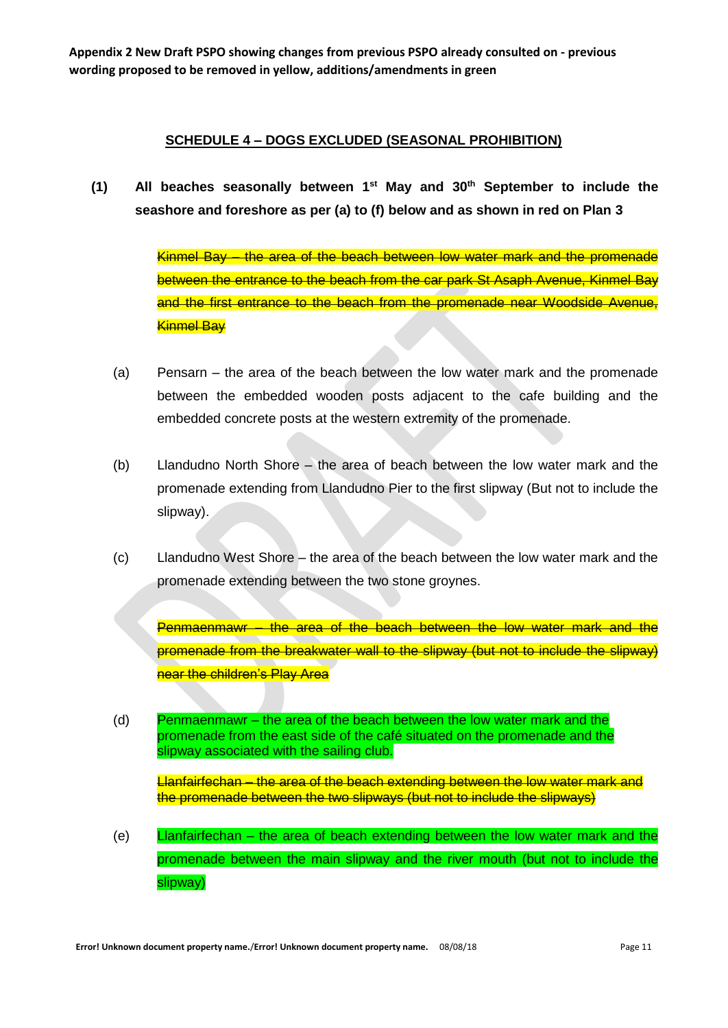Appendix 2 New Draft PSPO showing changes from previous PSPO already consulted on - previous wording proposed to be removed in yellow, additions/amendments in green

## SCHEDULE 4 – DOGS EXCLUDED (SEASONAL PROHIBITION)

**(1) All beaches seasonally between 1st May and 30th September to include the seashore and foreshore as per (a) to (f) below and as shown in red on Plan 3**

~~Kinmel Bay – the area of the beach between low water mark and the promenade between the entrance to the beach from the car park St Asaph Avenue, Kinmel Bay and the first entrance to the beach from the promenade near Woodside Avenue, Kinmel Bay~~

(a) Pensarn – the area of the beach between the low water mark and the promenade between the embedded wooden posts adjacent to the cafe building and the embedded concrete posts at the western extremity of the promenade.

(b) Llandudno North Shore – the area of beach between the low water mark and the promenade extending from Llandudno Pier to the first slipway (But not to include the slipway).

(c) Llandudno West Shore – the area of the beach between the low water mark and the promenade extending between the two stone groynes.

~~Penmaenmawr – the area of the beach between the low water mark and the promenade from the breakwater wall to the slipway (but not to include the slipway) near the children's Play Area~~

(d) Penmaenmawr – the area of the beach between the low water mark and the promenade from the east side of the café situated on the promenade and the slipway associated with the sailing club.

~~Llanfairfechan – the area of the beach extending between the low water mark and the promenade between the two slipways (but not to include the slipways)~~

(e) Llanfairfechan – the area of beach extending between the low water mark and the promenade between the main slipway and the river mouth (but not to include the slipway)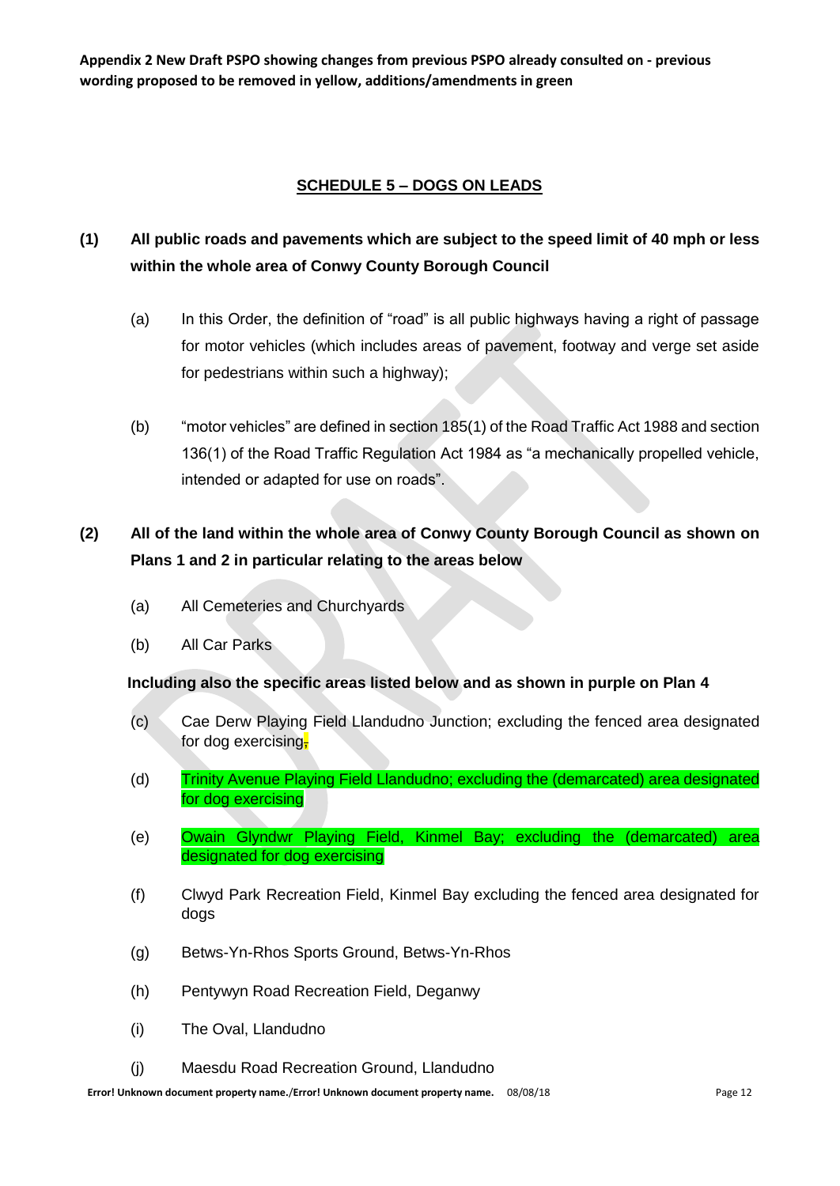**Appendix 2 New Draft PSPO showing changes from previous PSPO already consulted on - previous wording proposed to be removed in yellow, additions/amendments in green**

## SCHEDULE 5 – DOGS ON LEADS

**(1) All public roads and pavements which are subject to the speed limit of 40 mph or less within the whole area of Conwy County Borough Council**

(a) In this Order, the definition of "road" is all public highways having a right of passage for motor vehicles (which includes areas of pavement, footway and verge set aside for pedestrians within such a highway);

(b) "motor vehicles" are defined in section 185(1) of the Road Traffic Act 1988 and section 136(1) of the Road Traffic Regulation Act 1984 as "a mechanically propelled vehicle, intended or adapted for use on roads".

**(2) All of the land within the whole area of Conwy County Borough Council as shown on Plans 1 and 2 in particular relating to the areas below**

(a) All Cemeteries and Churchyards

(b) All Car Parks

**Including also the specific areas listed below and as shown in purple on Plan 4**

(c) Cae Derw Playing Field Llandudno Junction; excluding the fenced area designated for dog exercising,

(d) Trinity Avenue Playing Field Llandudno; excluding the (demarcated) area designated for dog exercising

(e) Owain Glyndwr Playing Field, Kinmel Bay; excluding the (demarcated) area designated for dog exercising

(f) Clwyd Park Recreation Field, Kinmel Bay excluding the fenced area designated for dogs

(g) Betws-Yn-Rhos Sports Ground, Betws-Yn-Rhos

(h) Pentywyn Road Recreation Field, Deganwy

(i) The Oval, Llandudno

(j) Maesdu Road Recreation Ground, Llandudno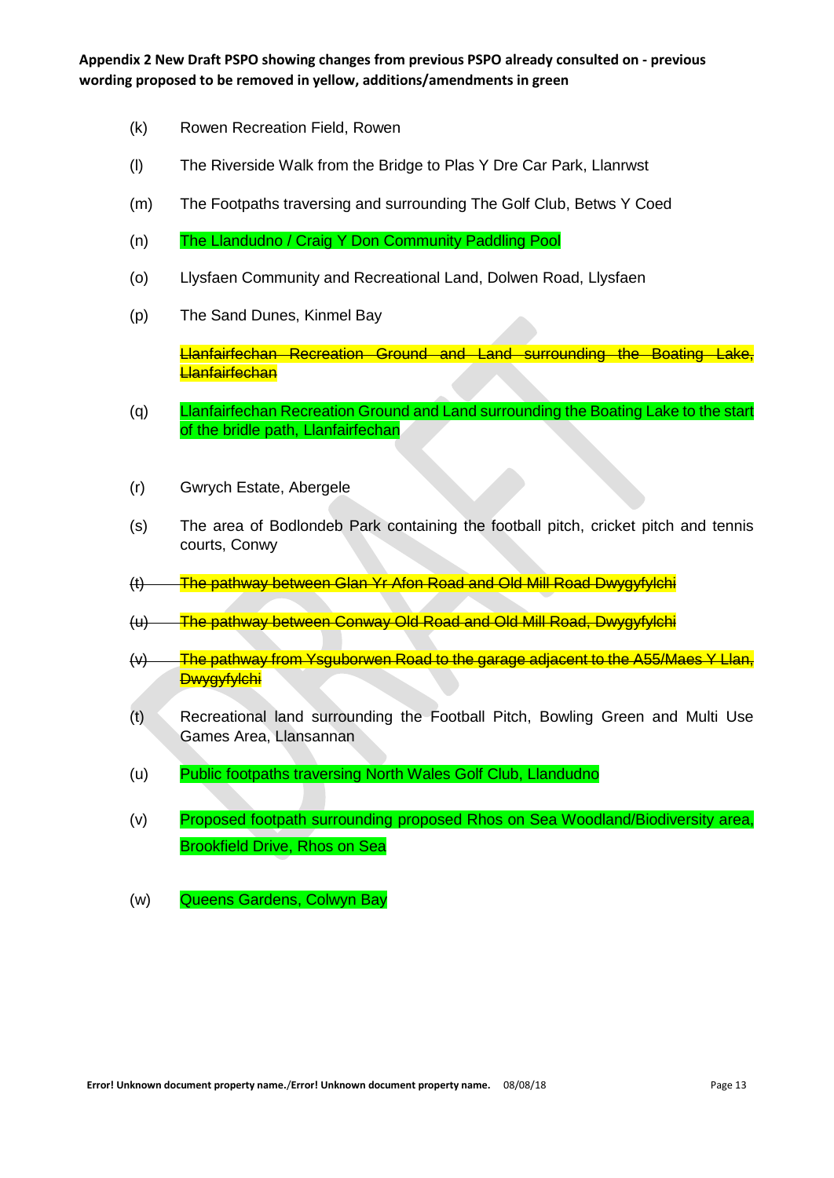**Appendix 2 New Draft PSPO showing changes from previous PSPO already consulted on - previous wording proposed to be removed in yellow, additions/amendments in green**

(k) Rowen Recreation Field, Rowen

(l) The Riverside Walk from the Bridge to Plas Y Dre Car Park, Llanrwst

(m) The Footpaths traversing and surrounding The Golf Club, Betws Y Coed

(n) The Llandudno / Craig Y Don Community Paddling Pool

(o) Llysfaen Community and Recreational Land, Dolwen Road, Llysfaen

(p) The Sand Dunes, Kinmel Bay

~~Llanfairfechan Recreation Ground and Land surrounding the Boating Lake, Llanfairfechan~~

(q) Llanfairfechan Recreation Ground and Land surrounding the Boating Lake to the start of the bridle path, Llanfairfechan

(r) Gwrych Estate, Abergele

(s) The area of Bodlondeb Park containing the football pitch, cricket pitch and tennis courts, Conwy

~~(t) The pathway between Glan Yr Afon Road and Old Mill Road Dwygyfylchi~~

~~(u) The pathway between Conway Old Road and Old Mill Road, Dwygyfylchi~~

~~(v) The pathway from Ysguborwen Road to the garage adjacent to the A55/Maes Y Llan, Dwygyfylchi~~

(t) Recreational land surrounding the Football Pitch, Bowling Green and Multi Use Games Area, Llansannan

(u) Public footpaths traversing North Wales Golf Club, Llandudno

(v) Proposed footpath surrounding proposed Rhos on Sea Woodland/Biodiversity area, Brookfield Drive, Rhos on Sea

(w) Queens Gardens, Colwyn Bay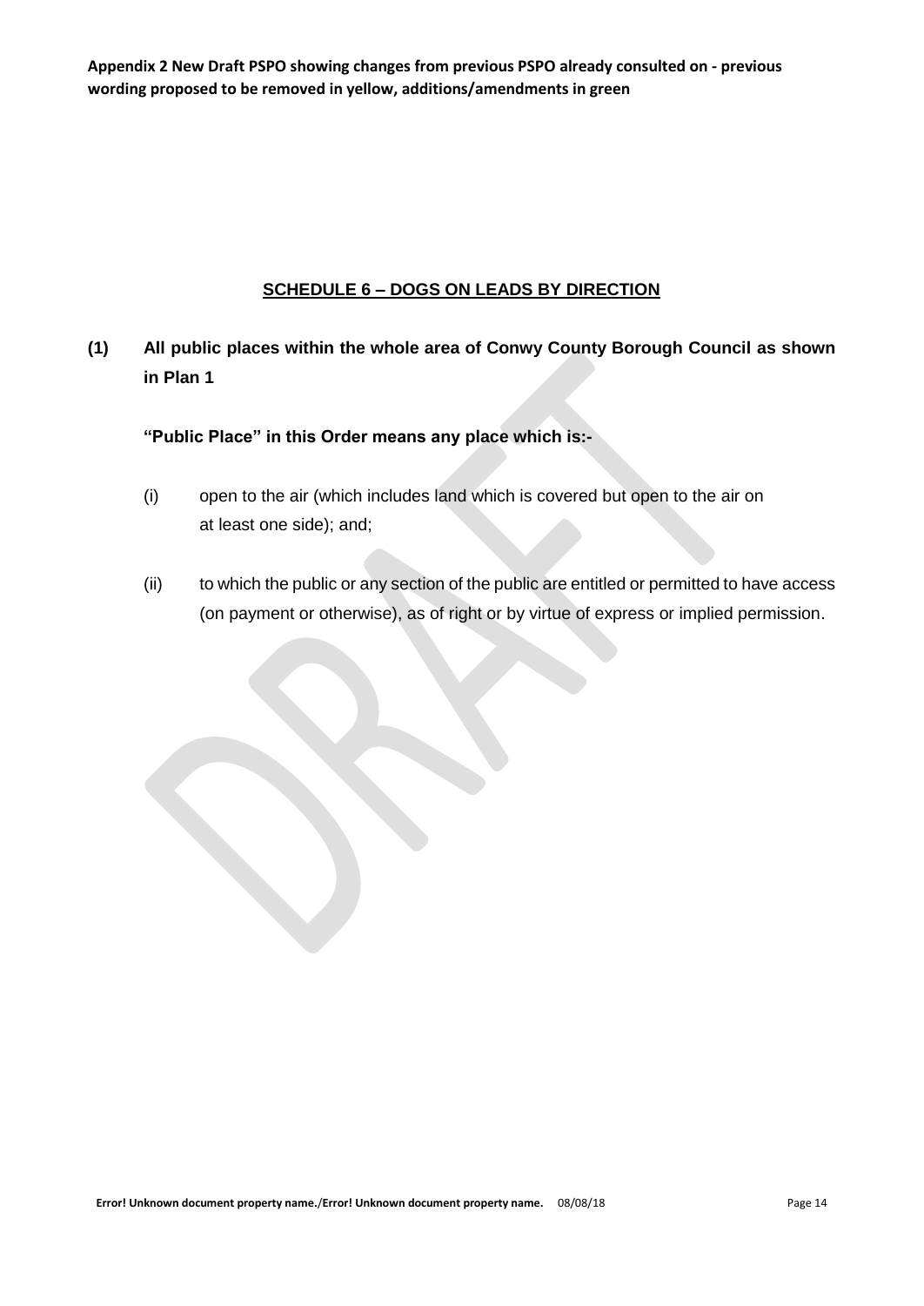Appendix 2 New Draft PSPO showing changes from previous PSPO already consulted on - previous wording proposed to be removed in yellow, additions/amendments in green

## SCHEDULE 6 – DOGS ON LEADS BY DIRECTION

**(1) All public places within the whole area of Conwy County Borough Council as shown in Plan 1**

**"Public Place" in this Order means any place which is:-**

(i) open to the air (which includes land which is covered but open to the air on at least one side); and;

(ii) to which the public or any section of the public are entitled or permitted to have access (on payment or otherwise), as of right or by virtue of express or implied permission.